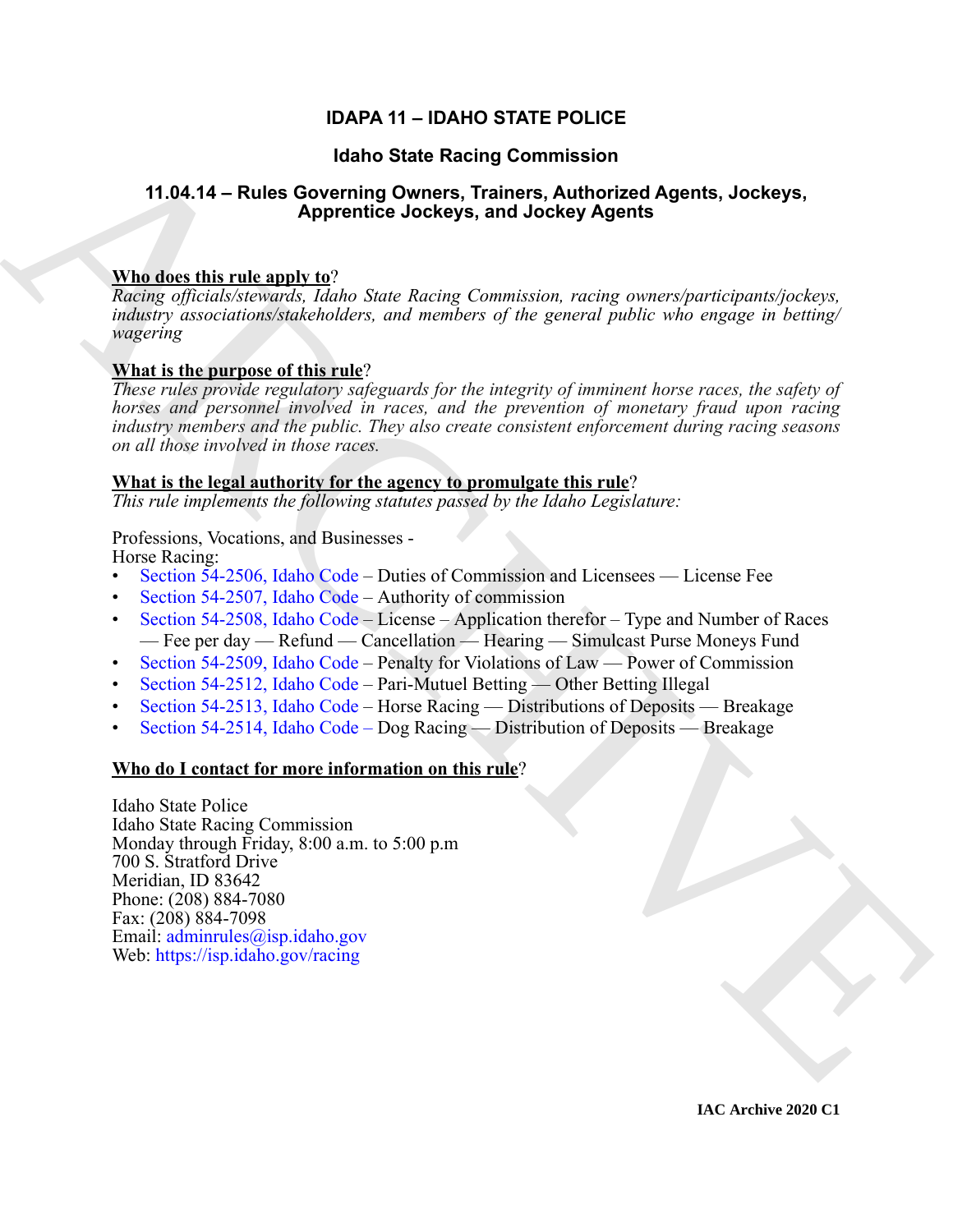# IDAPA 11 – IDAHO STATE POLICE

## Idaho State Racing Commission

## 11.04.14 – Rules Governing Owners, Trainers, Authorized Agents, Jockeys, Apprentice Jockeys, and Jockey Agents

**Who does this rule apply to**?

*Racing officials/stewards, Idaho State Racing Commission, racing owners/participants/jockeys, industry associations/stakeholders, and members of the general public who engage in betting/wagering*

**What is the purpose of this rule**?

*These rules provide regulatory safeguards for the integrity of imminent horse races, the safety of horses and personnel involved in races, and the prevention of monetary fraud upon racing industry members and the public. They also create consistent enforcement during racing seasons on all those involved in those races.*

**What is the legal authority for the agency to promulgate this rule**?

*This rule implements the following statutes passed by the Idaho Legislature:*

Professions, Vocations, and Businesses -
Horse Racing:

- Section 54-2506, Idaho Code – Duties of Commission and Licensees — License Fee
- Section 54-2507, Idaho Code – Authority of commission
- Section 54-2508, Idaho Code – License – Application therefor – Type and Number of Races — Fee per day — Refund — Cancellation — Hearing — Simulcast Purse Moneys Fund
- Section 54-2509, Idaho Code – Penalty for Violations of Law — Power of Commission
- Section 54-2512, Idaho Code – Pari-Mutuel Betting — Other Betting Illegal
- Section 54-2513, Idaho Code – Horse Racing — Distributions of Deposits — Breakage
- Section 54-2514, Idaho Code – Dog Racing — Distribution of Deposits — Breakage

**Who do I contact for more information on this rule**?

Idaho State Police
Idaho State Racing Commission
Monday through Friday, 8:00 a.m. to 5:00 p.m
700 S. Stratford Drive
Meridian, ID 83642
Phone: (208) 884-7080
Fax: (208) 884-7098
Email: adminrules@isp.idaho.gov
Web: https://isp.idaho.gov/racing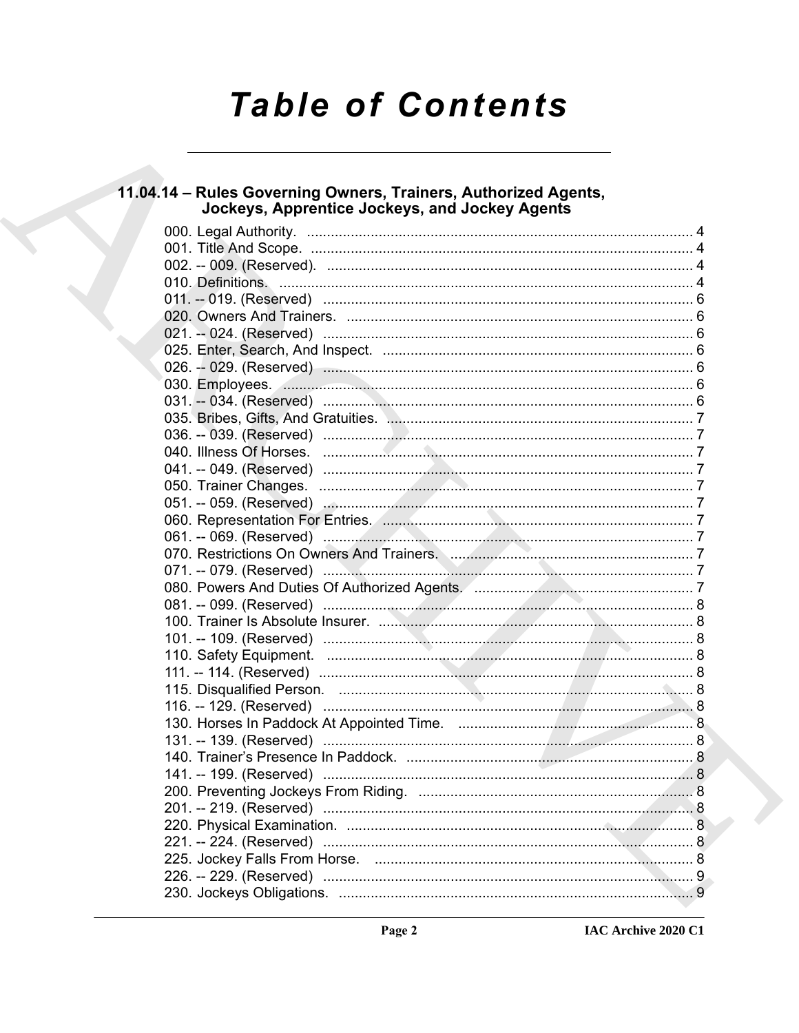# Table of Contents

## 11.04.14 – Rules Governing Owners, Trainers, Authorized Agents, Jockeys, Apprentice Jockeys, and Jockey Agents

000. Legal Authority. ........................................................................................ 4
001. Title And Scope. ........................................................................................ 4
002. -- 009. (Reserved). ..................................................................................... 4
010. Definitions. ................................................................................................ 4
011. -- 019. (Reserved) ...................................................................................... 6
020. Owners And Trainers. ............................................................................... 6
021. -- 024. (Reserved) ...................................................................................... 6
025. Enter, Search, And Inspect. ...................................................................... 6
026. -- 029. (Reserved) ...................................................................................... 6
030. Employees. ................................................................................................ 6
031. -- 034. (Reserved) ...................................................................................... 6
035. Bribes, Gifts, And Gratuities. ..................................................................... 7
036. -- 039. (Reserved) ...................................................................................... 7
040. Illness Of Horses. ...................................................................................... 7
041. -- 049. (Reserved) ...................................................................................... 7
050. Trainer Changes. ....................................................................................... 7
051. -- 059. (Reserved) ...................................................................................... 7
060. Representation For Entries. ...................................................................... 7
061. -- 069. (Reserved) ...................................................................................... 7
070. Restrictions On Owners And Trainers. ...................................................... 7
071. -- 079. (Reserved) ...................................................................................... 7
080. Powers And Duties Of Authorized Agents. ................................................ 7
081. -- 099. (Reserved) ...................................................................................... 8
100. Trainer Is Absolute Insurer. ....................................................................... 8
101. -- 109. (Reserved) ...................................................................................... 8
110. Safety Equipment. ..................................................................................... 8
111. -- 114. (Reserved) ...................................................................................... 8
115. Disqualified Person. .................................................................................. 8
116. -- 129. (Reserved) ...................................................................................... 8
130. Horses In Paddock At Appointed Time. ..................................................... 8
131. -- 139. (Reserved) ...................................................................................... 8
140. Trainer's Presence In Paddock. ................................................................. 8
141. -- 199. (Reserved) ...................................................................................... 8
200. Preventing Jockeys From Riding. .............................................................. 8
201. -- 219. (Reserved) ...................................................................................... 8
220. Physical Examination. ................................................................................ 8
221. -- 224. (Reserved) ...................................................................................... 8
225. Jockey Falls From Horse. .......................................................................... 8
226. -- 229. (Reserved) ...................................................................................... 9
230. Jockeys Obligations. .................................................................................. 9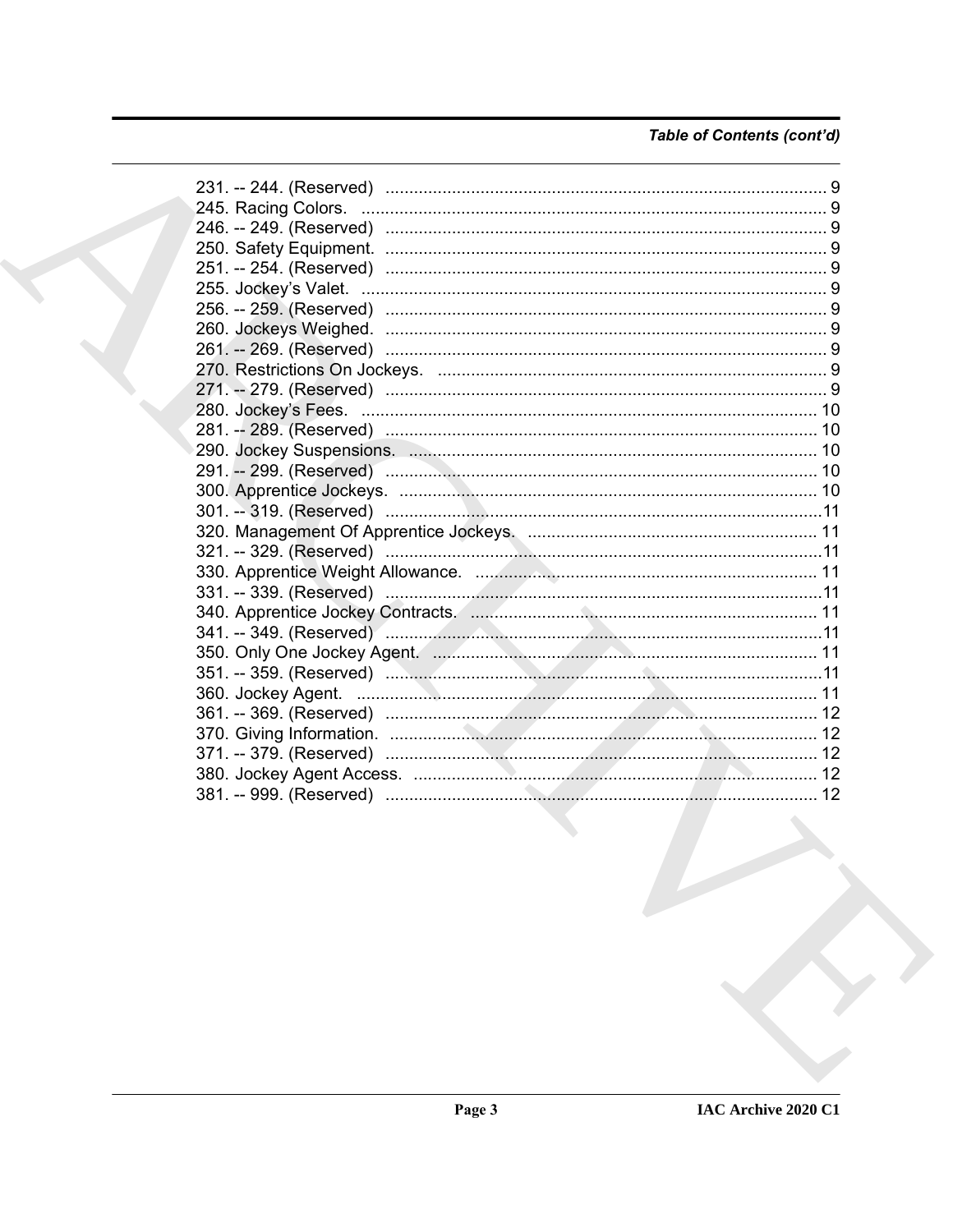*Table of Contents (cont'd)*

231. -- 244. (Reserved) ............................................................................................. 9
245. Racing Colors. .................................................................................................. 9
246. -- 249. (Reserved) ............................................................................................. 9
250. Safety Equipment. ............................................................................................. 9
251. -- 254. (Reserved) ............................................................................................. 9
255. Jockey's Valet. .................................................................................................. 9
256. -- 259. (Reserved) ............................................................................................. 9
260. Jockeys Weighed. ............................................................................................. 9
261. -- 269. (Reserved) ............................................................................................. 9
270. Restrictions On Jockeys. .................................................................................. 9
271. -- 279. (Reserved) ............................................................................................. 9
280. Jockey's Fees. ................................................................................................. 10
281. -- 289. (Reserved) ........................................................................................... 10
290. Jockey Suspensions. ....................................................................................... 10
291. -- 299. (Reserved) ........................................................................................... 10
300. Apprentice Jockeys. ........................................................................................ 10
301. -- 319. (Reserved) ........................................................................................... 11
320. Management Of Apprentice Jockeys. ............................................................. 11
321. -- 329. (Reserved) ........................................................................................... 11
330. Apprentice Weight Allowance. ........................................................................ 11
331. -- 339. (Reserved) ........................................................................................... 11
340. Apprentice Jockey Contracts. ......................................................................... 11
341. -- 349. (Reserved) ........................................................................................... 11
350. Only One Jockey Agent. .................................................................................. 11
351. -- 359. (Reserved) ........................................................................................... 11
360. Jockey Agent. .................................................................................................. 11
361. -- 369. (Reserved) ........................................................................................... 12
370. Giving Information. .......................................................................................... 12
371. -- 379. (Reserved) ........................................................................................... 12
380. Jockey Agent Access. ..................................................................................... 12
381. -- 999. (Reserved) ........................................................................................... 12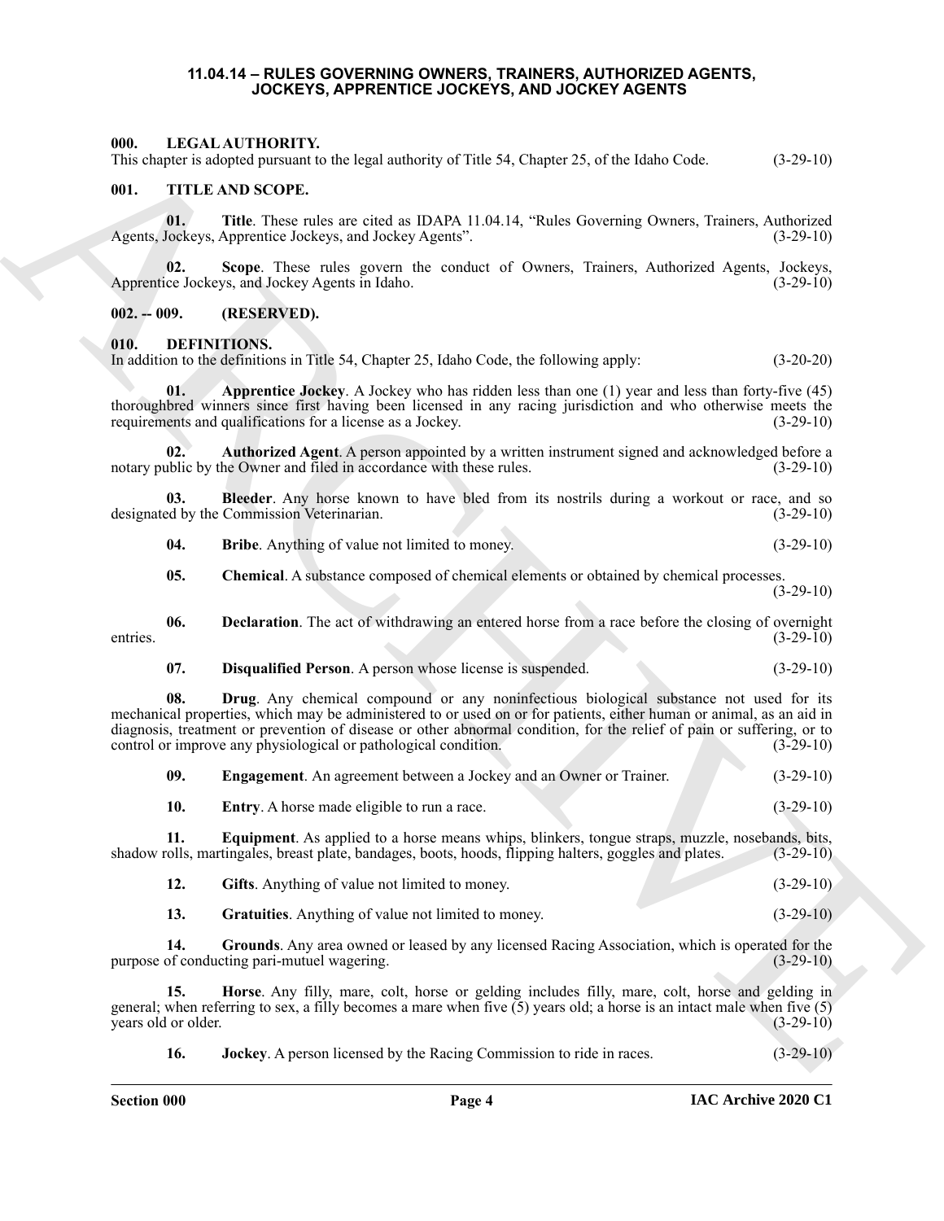# 11.04.14 – RULES GOVERNING OWNERS, TRAINERS, AUTHORIZED AGENTS, JOCKEYS, APPRENTICE JOCKEYS, AND JOCKEY AGENTS

## 000. LEGAL AUTHORITY.

This chapter is adopted pursuant to the legal authority of Title 54, Chapter 25, of the Idaho Code. (3-29-10)

## 001. TITLE AND SCOPE.

**01. Title**. These rules are cited as IDAPA 11.04.14, "Rules Governing Owners, Trainers, Authorized Agents, Jockeys, Apprentice Jockeys, and Jockey Agents". (3-29-10)

**02. Scope**. These rules govern the conduct of Owners, Trainers, Authorized Agents, Jockeys, Apprentice Jockeys, and Jockey Agents in Idaho. (3-29-10)

## 002. -- 009. (RESERVED).

## 010. DEFINITIONS.

In addition to the definitions in Title 54, Chapter 25, Idaho Code, the following apply: (3-20-20)

**01. Apprentice Jockey**. A Jockey who has ridden less than one (1) year and less than forty-five (45) thoroughbred winners since first having been licensed in any racing jurisdiction and who otherwise meets the requirements and qualifications for a license as a Jockey. (3-29-10)

**02. Authorized Agent**. A person appointed by a written instrument signed and acknowledged before a notary public by the Owner and filed in accordance with these rules. (3-29-10)

**03. Bleeder**. Any horse known to have bled from its nostrils during a workout or race, and so designated by the Commission Veterinarian. (3-29-10)

**04. Bribe**. Anything of value not limited to money. (3-29-10)

**05. Chemical**. A substance composed of chemical elements or obtained by chemical processes. (3-29-10)

**06. Declaration**. The act of withdrawing an entered horse from a race before the closing of overnight entries. (3-29-10)

**07. Disqualified Person**. A person whose license is suspended. (3-29-10)

**08. Drug**. Any chemical compound or any noninfectious biological substance not used for its mechanical properties, which may be administered to or used on or for patients, either human or animal, as an aid in diagnosis, treatment or prevention of disease or other abnormal condition, for the relief of pain or suffering, or to control or improve any physiological or pathological condition. (3-29-10)

**09. Engagement**. An agreement between a Jockey and an Owner or Trainer. (3-29-10)

**10. Entry**. A horse made eligible to run a race. (3-29-10)

**11. Equipment**. As applied to a horse means whips, blinkers, tongue straps, muzzle, nosebands, bits, shadow rolls, martingales, breast plate, bandages, boots, hoods, flipping halters, goggles and plates. (3-29-10)

**12. Gifts**. Anything of value not limited to money. (3-29-10)

**13. Gratuities**. Anything of value not limited to money. (3-29-10)

**14. Grounds**. Any area owned or leased by any licensed Racing Association, which is operated for the purpose of conducting pari-mutuel wagering. (3-29-10)

**15. Horse**. Any filly, mare, colt, horse or gelding includes filly, mare, colt, horse and gelding in general; when referring to sex, a filly becomes a mare when five (5) years old; a horse is an intact male when five (5) years old or older. (3-29-10)

**16. Jockey**. A person licensed by the Racing Commission to ride in races. (3-29-10)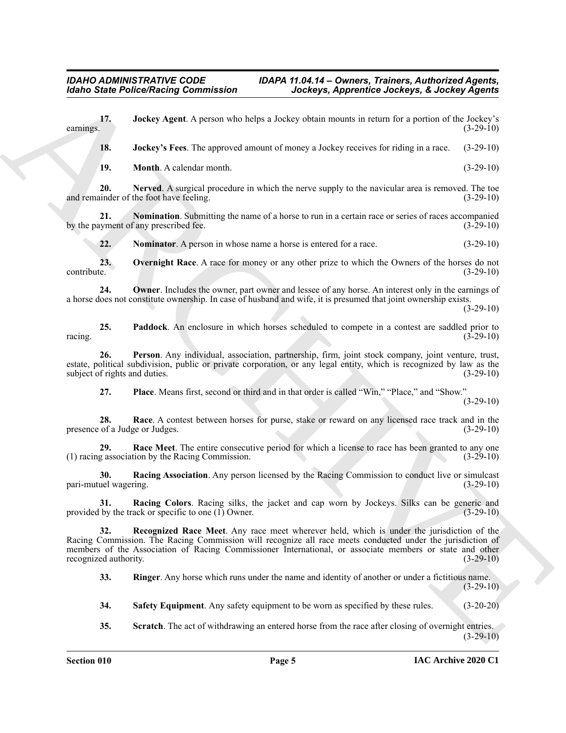**17. Jockey Agent**. A person who helps a Jockey obtain mounts in return for a portion of the Jockey's earnings. (3-29-10)

**18. Jockey's Fees**. The approved amount of money a Jockey receives for riding in a race. (3-29-10)

**19. Month**. A calendar month. (3-29-10)

**20. Nerved**. A surgical procedure in which the nerve supply to the navicular area is removed. The toe and remainder of the foot have feeling. (3-29-10)

**21. Nomination**. Submitting the name of a horse to run in a certain race or series of races accompanied by the payment of any prescribed fee. (3-29-10)

**22. Nominator**. A person in whose name a horse is entered for a race. (3-29-10)

**23. Overnight Race**. A race for money or any other prize to which the Owners of the horses do not contribute. (3-29-10)

**24. Owner**. Includes the owner, part owner and lessee of any horse. An interest only in the earnings of a horse does not constitute ownership. In case of husband and wife, it is presumed that joint ownership exists. (3-29-10)

**25. Paddock**. An enclosure in which horses scheduled to compete in a contest are saddled prior to racing. (3-29-10)

**26. Person**. Any individual, association, partnership, firm, joint stock company, joint venture, trust, estate, political subdivision, public or private corporation, or any legal entity, which is recognized by law as the subject of rights and duties. (3-29-10)

**27. Place**. Means first, second or third and in that order is called "Win," "Place," and "Show." (3-29-10)

**28. Race**. A contest between horses for purse, stake or reward on any licensed race track and in the presence of a Judge or Judges. (3-29-10)

**29. Race Meet**. The entire consecutive period for which a license to race has been granted to any one (1) racing association by the Racing Commission. (3-29-10)

**30. Racing Association**. Any person licensed by the Racing Commission to conduct live or simulcast pari-mutuel wagering. (3-29-10)

**31. Racing Colors**. Racing silks, the jacket and cap worn by Jockeys. Silks can be generic and provided by the track or specific to one (1) Owner. (3-29-10)

**32. Recognized Race Meet**. Any race meet wherever held, which is under the jurisdiction of the Racing Commission. The Racing Commission will recognize all race meets conducted under the jurisdiction of members of the Association of Racing Commissioner International, or associate members or state and other recognized authority. (3-29-10)

**33. Ringer**. Any horse which runs under the name and identity of another or under a fictitious name. (3-29-10)

**34. Safety Equipment**. Any safety equipment to be worn as specified by these rules. (3-20-20)

**35. Scratch**. The act of withdrawing an entered horse from the race after closing of overnight entries. (3-29-10)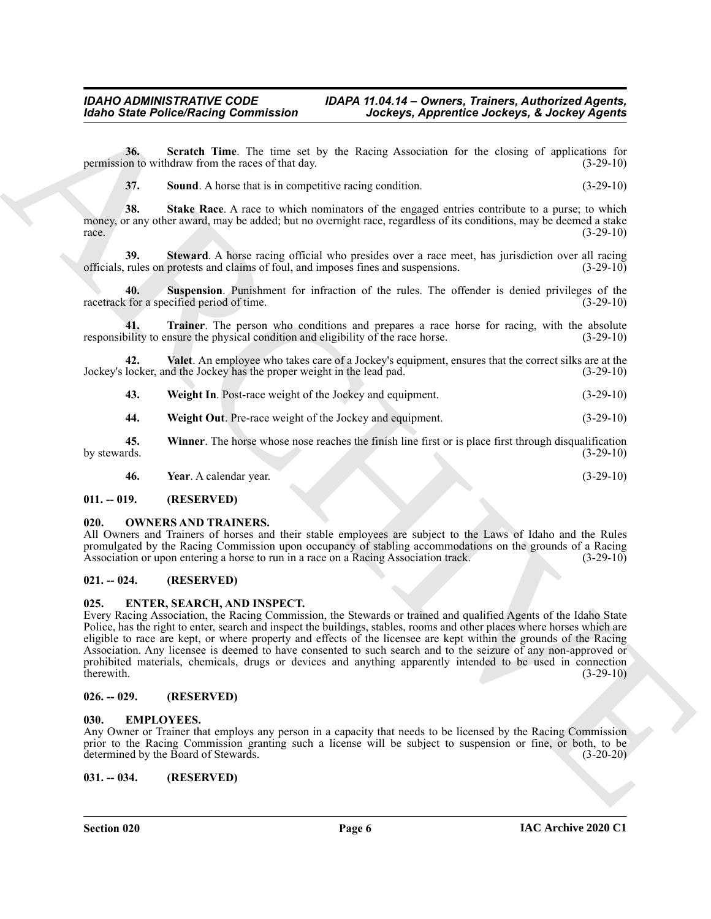**36. Scratch Time**. The time set by the Racing Association for the closing of applications for permission to withdraw from the races of that day. (3-29-10)

**37. Sound**. A horse that is in competitive racing condition. (3-29-10)

**38. Stake Race**. A race to which nominators of the engaged entries contribute to a purse; to which money, or any other award, may be added; but no overnight race, regardless of its conditions, may be deemed a stake race. (3-29-10)

**39. Steward**. A horse racing official who presides over a race meet, has jurisdiction over all racing officials, rules on protests and claims of foul, and imposes fines and suspensions. (3-29-10)

**40. Suspension**. Punishment for infraction of the rules. The offender is denied privileges of the racetrack for a specified period of time. (3-29-10)

**41. Trainer**. The person who conditions and prepares a race horse for racing, with the absolute responsibility to ensure the physical condition and eligibility of the race horse. (3-29-10)

**42. Valet**. An employee who takes care of a Jockey's equipment, ensures that the correct silks are at the Jockey's locker, and the Jockey has the proper weight in the lead pad. (3-29-10)

**43. Weight In**. Post-race weight of the Jockey and equipment. (3-29-10)

**44. Weight Out**. Pre-race weight of the Jockey and equipment. (3-29-10)

**45. Winner**. The horse whose nose reaches the finish line first or is place first through disqualification by stewards. (3-29-10)

**46. Year**. A calendar year. (3-29-10)

## 011. -- 019. (RESERVED)

## 020. OWNERS AND TRAINERS.

All Owners and Trainers of horses and their stable employees are subject to the Laws of Idaho and the Rules promulgated by the Racing Commission upon occupancy of stabling accommodations on the grounds of a Racing Association or upon entering a horse to run in a race on a Racing Association track. (3-29-10)

## 021. -- 024. (RESERVED)

## 025. ENTER, SEARCH, AND INSPECT.

Every Racing Association, the Racing Commission, the Stewards or trained and qualified Agents of the Idaho State Police, has the right to enter, search and inspect the buildings, stables, rooms and other places where horses which are eligible to race are kept, or where property and effects of the licensee are kept within the grounds of the Racing Association. Any licensee is deemed to have consented to such search and to the seizure of any non-approved or prohibited materials, chemicals, drugs or devices and anything apparently intended to be used in connection therewith. (3-29-10)

## 026. -- 029. (RESERVED)

## 030. EMPLOYEES.

Any Owner or Trainer that employs any person in a capacity that needs to be licensed by the Racing Commission prior to the Racing Commission granting such a license will be subject to suspension or fine, or both, to be determined by the Board of Stewards. (3-20-20)

## 031. -- 034. (RESERVED)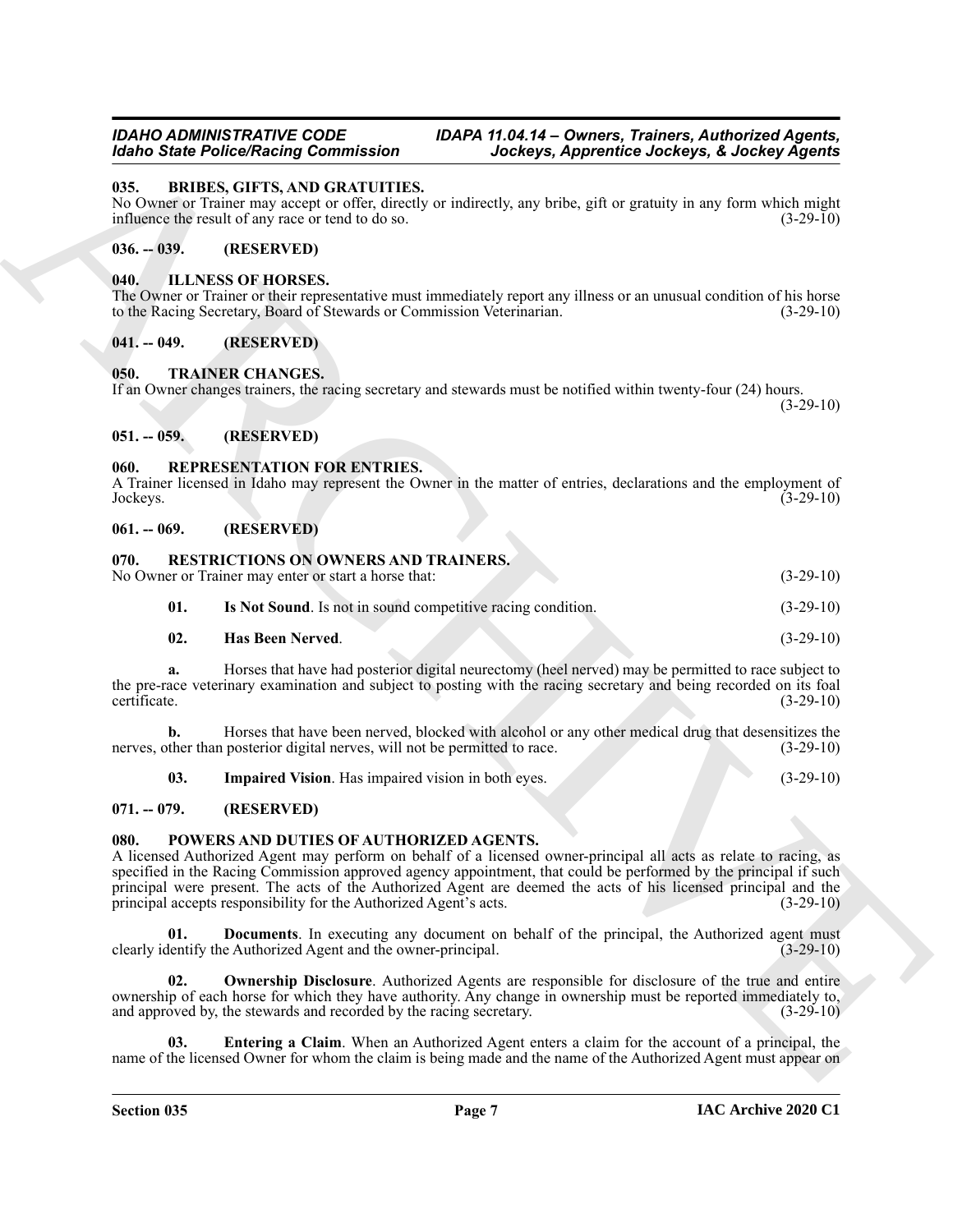### 035. BRIBES, GIFTS, AND GRATUITIES.

No Owner or Trainer may accept or offer, directly or indirectly, any bribe, gift or gratuity in any form which might influence the result of any race or tend to do so. (3-29-10)

### 036. -- 039. (RESERVED)

### 040. ILLNESS OF HORSES.

The Owner or Trainer or their representative must immediately report any illness or an unusual condition of his horse to the Racing Secretary, Board of Stewards or Commission Veterinarian. (3-29-10)

### 041. -- 049. (RESERVED)

### 050. TRAINER CHANGES.

If an Owner changes trainers, the racing secretary and stewards must be notified within twenty-four (24) hours. (3-29-10)

### 051. -- 059. (RESERVED)

### 060. REPRESENTATION FOR ENTRIES.

A Trainer licensed in Idaho may represent the Owner in the matter of entries, declarations and the employment of Jockeys. (3-29-10)

### 061. -- 069. (RESERVED)

### 070. RESTRICTIONS ON OWNERS AND TRAINERS.

No Owner or Trainer may enter or start a horse that: (3-29-10)

**01. Is Not Sound**. Is not in sound competitive racing condition. (3-29-10)

**02. Has Been Nerved**. (3-29-10)

**a.** Horses that have had posterior digital neurectomy (heel nerved) may be permitted to race subject to the pre-race veterinary examination and subject to posting with the racing secretary and being recorded on its foal certificate. (3-29-10)

**b.** Horses that have been nerved, blocked with alcohol or any other medical drug that desensitizes the nerves, other than posterior digital nerves, will not be permitted to race. (3-29-10)

**03. Impaired Vision**. Has impaired vision in both eyes. (3-29-10)

### 071. -- 079. (RESERVED)

### 080. POWERS AND DUTIES OF AUTHORIZED AGENTS.

A licensed Authorized Agent may perform on behalf of a licensed owner-principal all acts as relate to racing, as specified in the Racing Commission approved agency appointment, that could be performed by the principal if such principal were present. The acts of the Authorized Agent are deemed the acts of his licensed principal and the principal accepts responsibility for the Authorized Agent's acts. (3-29-10)

**01. Documents**. In executing any document on behalf of the principal, the Authorized agent must clearly identify the Authorized Agent and the owner-principal. (3-29-10)

**02. Ownership Disclosure**. Authorized Agents are responsible for disclosure of the true and entire ownership of each horse for which they have authority. Any change in ownership must be reported immediately to, and approved by, the stewards and recorded by the racing secretary. (3-29-10)

**03. Entering a Claim**. When an Authorized Agent enters a claim for the account of a principal, the name of the licensed Owner for whom the claim is being made and the name of the Authorized Agent must appear on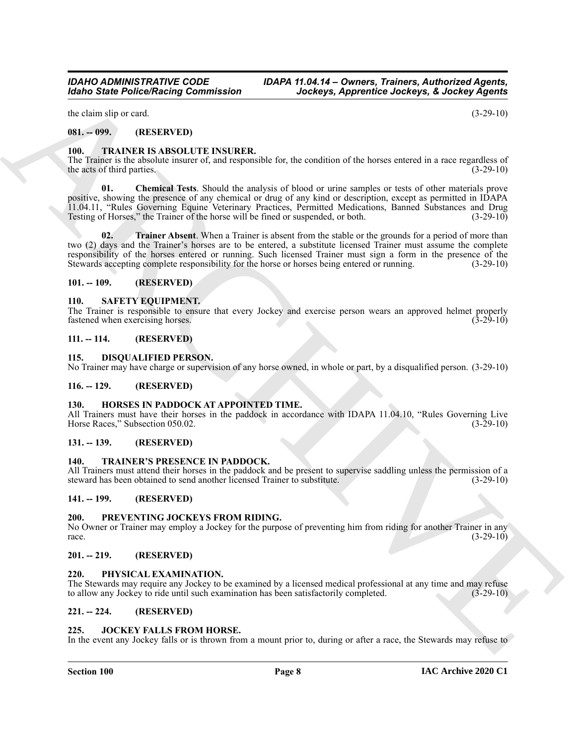the claim slip or card. (3-29-10)

## 081. -- 099. (RESERVED)

## 100. TRAINER IS ABSOLUTE INSURER.

The Trainer is the absolute insurer of, and responsible for, the condition of the horses entered in a race regardless of the acts of third parties. (3-29-10)

**01. Chemical Tests**. Should the analysis of blood or urine samples or tests of other materials prove positive, showing the presence of any chemical or drug of any kind or description, except as permitted in IDAPA 11.04.11, "Rules Governing Equine Veterinary Practices, Permitted Medications, Banned Substances and Drug Testing of Horses," the Trainer of the horse will be fined or suspended, or both. (3-29-10)

**02. Trainer Absent**. When a Trainer is absent from the stable or the grounds for a period of more than two (2) days and the Trainer's horses are to be entered, a substitute licensed Trainer must assume the complete responsibility of the horses entered or running. Such licensed Trainer must sign a form in the presence of the Stewards accepting complete responsibility for the horse or horses being entered or running. (3-29-10)

## 101. -- 109. (RESERVED)

## 110. SAFETY EQUIPMENT.

The Trainer is responsible to ensure that every Jockey and exercise person wears an approved helmet properly fastened when exercising horses. (3-29-10)

## 111. -- 114. (RESERVED)

## 115. DISQUALIFIED PERSON.

No Trainer may have charge or supervision of any horse owned, in whole or part, by a disqualified person. (3-29-10)

## 116. -- 129. (RESERVED)

## 130. HORSES IN PADDOCK AT APPOINTED TIME.

All Trainers must have their horses in the paddock in accordance with IDAPA 11.04.10, "Rules Governing Live Horse Races," Subsection 050.02. (3-29-10)

## 131. -- 139. (RESERVED)

## 140. TRAINER'S PRESENCE IN PADDOCK.

All Trainers must attend their horses in the paddock and be present to supervise saddling unless the permission of a steward has been obtained to send another licensed Trainer to substitute. (3-29-10)

## 141. -- 199. (RESERVED)

## 200. PREVENTING JOCKEYS FROM RIDING.

No Owner or Trainer may employ a Jockey for the purpose of preventing him from riding for another Trainer in any race. (3-29-10)

## 201. -- 219. (RESERVED)

## 220. PHYSICAL EXAMINATION.

The Stewards may require any Jockey to be examined by a licensed medical professional at any time and may refuse to allow any Jockey to ride until such examination has been satisfactorily completed. (3-29-10)

## 221. -- 224. (RESERVED)

## 225. JOCKEY FALLS FROM HORSE.

In the event any Jockey falls or is thrown from a mount prior to, during or after a race, the Stewards may refuse to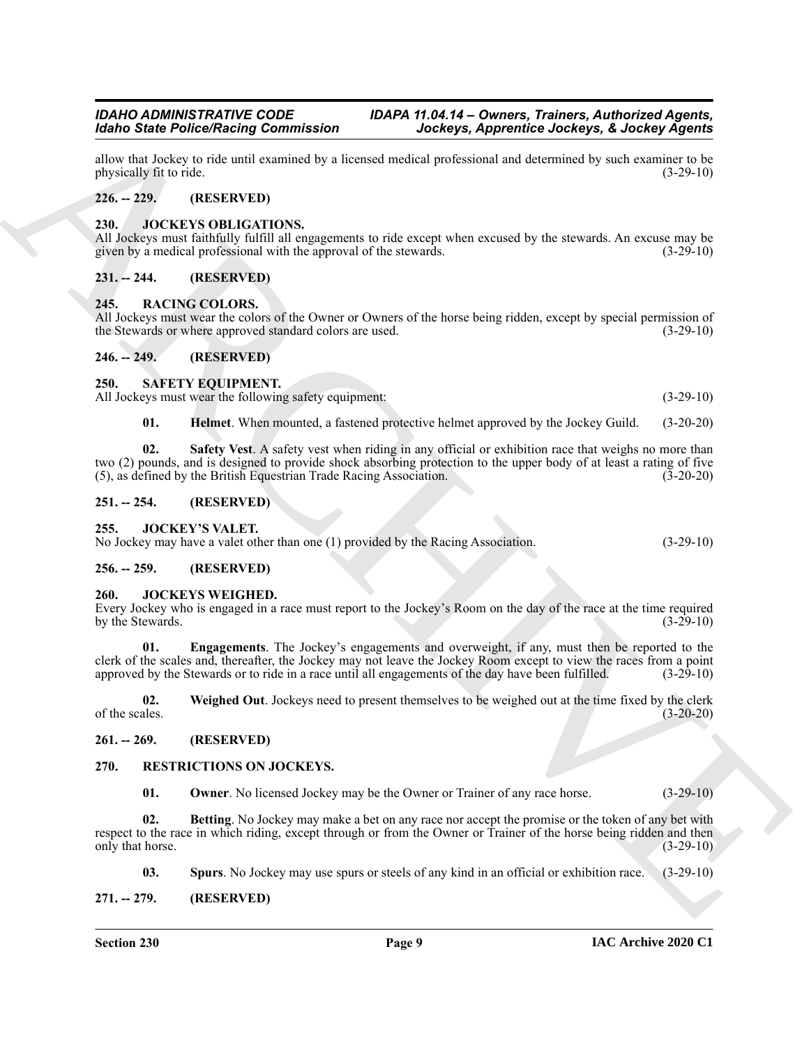allow that Jockey to ride until examined by a licensed medical professional and determined by such examiner to be physically fit to ride. (3-29-10)

## 226. -- 229. (RESERVED)

## 230. JOCKEYS OBLIGATIONS.

All Jockeys must faithfully fulfill all engagements to ride except when excused by the stewards. An excuse may be given by a medical professional with the approval of the stewards. (3-29-10)

## 231. -- 244. (RESERVED)

## 245. RACING COLORS.

All Jockeys must wear the colors of the Owner or Owners of the horse being ridden, except by special permission of the Stewards or where approved standard colors are used. (3-29-10)

## 246. -- 249. (RESERVED)

## 250. SAFETY EQUIPMENT.

All Jockeys must wear the following safety equipment: (3-29-10)

**01. Helmet**. When mounted, a fastened protective helmet approved by the Jockey Guild. (3-20-20)

**02. Safety Vest**. A safety vest when riding in any official or exhibition race that weighs no more than two (2) pounds, and is designed to provide shock absorbing protection to the upper body of at least a rating of five (5), as defined by the British Equestrian Trade Racing Association. (3-20-20)

## 251. -- 254. (RESERVED)

## 255. JOCKEY'S VALET.

No Jockey may have a valet other than one (1) provided by the Racing Association. (3-29-10)

## 256. -- 259. (RESERVED)

## 260. JOCKEYS WEIGHED.

Every Jockey who is engaged in a race must report to the Jockey's Room on the day of the race at the time required by the Stewards. (3-29-10)

**01. Engagements**. The Jockey's engagements and overweight, if any, must then be reported to the clerk of the scales and, thereafter, the Jockey may not leave the Jockey Room except to view the races from a point approved by the Stewards or to ride in a race until all engagements of the day have been fulfilled. (3-29-10)

**02. Weighed Out**. Jockeys need to present themselves to be weighed out at the time fixed by the clerk of the scales. (3-20-20)

## 261. -- 269. (RESERVED)

## 270. RESTRICTIONS ON JOCKEYS.

**01. Owner**. No licensed Jockey may be the Owner or Trainer of any race horse. (3-29-10)

**02. Betting**. No Jockey may make a bet on any race nor accept the promise or the token of any bet with respect to the race in which riding, except through or from the Owner or Trainer of the horse being ridden and then only that horse. (3-29-10)

**03. Spurs**. No Jockey may use spurs or steels of any kind in an official or exhibition race. (3-29-10)

## 271. -- 279. (RESERVED)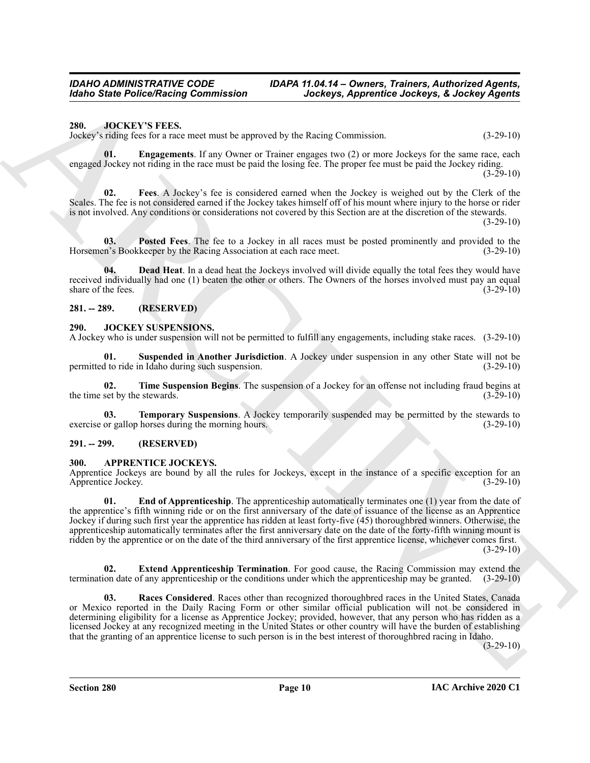## 280. JOCKEY'S FEES.

Jockey's riding fees for a race meet must be approved by the Racing Commission. (3-29-10)

**01. Engagements**. If any Owner or Trainer engages two (2) or more Jockeys for the same race, each engaged Jockey not riding in the race must be paid the losing fee. The proper fee must be paid the Jockey riding. (3-29-10)

**02. Fees**. A Jockey's fee is considered earned when the Jockey is weighed out by the Clerk of the Scales. The fee is not considered earned if the Jockey takes himself off of his mount where injury to the horse or rider is not involved. Any conditions or considerations not covered by this Section are at the discretion of the stewards. (3-29-10)

**03. Posted Fees**. The fee to a Jockey in all races must be posted prominently and provided to the Horsemen's Bookkeeper by the Racing Association at each race meet. (3-29-10)

**04. Dead Heat**. In a dead heat the Jockeys involved will divide equally the total fees they would have received individually had one (1) beaten the other or others. The Owners of the horses involved must pay an equal share of the fees. (3-29-10)

## 281. -- 289. (RESERVED)

## 290. JOCKEY SUSPENSIONS.

A Jockey who is under suspension will not be permitted to fulfill any engagements, including stake races. (3-29-10)

**01. Suspended in Another Jurisdiction**. A Jockey under suspension in any other State will not be permitted to ride in Idaho during such suspension. (3-29-10)

**02. Time Suspension Begins**. The suspension of a Jockey for an offense not including fraud begins at the time set by the stewards. (3-29-10)

**03. Temporary Suspensions**. A Jockey temporarily suspended may be permitted by the stewards to exercise or gallop horses during the morning hours. (3-29-10)

## 291. -- 299. (RESERVED)

## 300. APPRENTICE JOCKEYS.

Apprentice Jockeys are bound by all the rules for Jockeys, except in the instance of a specific exception for an Apprentice Jockey. (3-29-10)

**01. End of Apprenticeship**. The apprenticeship automatically terminates one (1) year from the date of the apprentice's fifth winning ride or on the first anniversary of the date of issuance of the license as an Apprentice Jockey if during such first year the apprentice has ridden at least forty-five (45) thoroughbred winners. Otherwise, the apprenticeship automatically terminates after the first anniversary date on the date of the forty-fifth winning mount is ridden by the apprentice or on the date of the third anniversary of the first apprentice license, whichever comes first. (3-29-10)

**02. Extend Apprenticeship Termination**. For good cause, the Racing Commission may extend the termination date of any apprenticeship or the conditions under which the apprenticeship may be granted. (3-29-10)

**03. Races Considered**. Races other than recognized thoroughbred races in the United States, Canada or Mexico reported in the Daily Racing Form or other similar official publication will not be considered in determining eligibility for a license as Apprentice Jockey; provided, however, that any person who has ridden as a licensed Jockey at any recognized meeting in the United States or other country will have the burden of establishing that the granting of an apprentice license to such person is in the best interest of thoroughbred racing in Idaho. (3-29-10)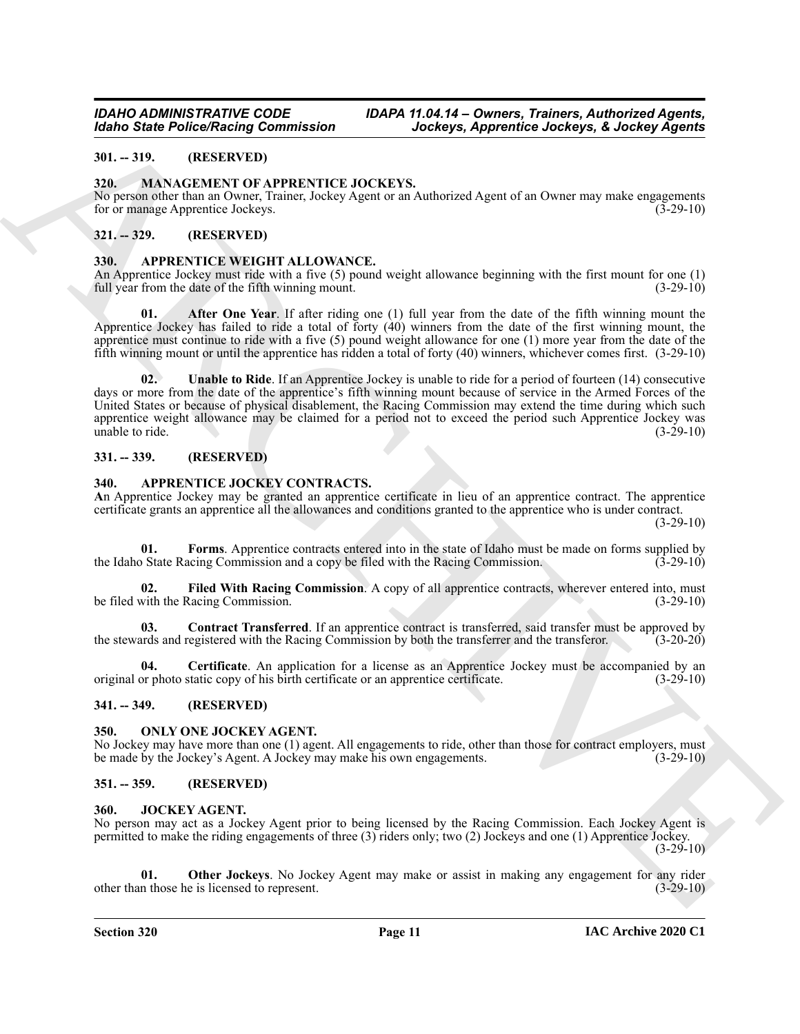### 301. -- 319. (RESERVED)

### 320. MANAGEMENT OF APPRENTICE JOCKEYS.

No person other than an Owner, Trainer, Jockey Agent or an Authorized Agent of an Owner may make engagements for or manage Apprentice Jockeys. (3-29-10)

### 321. -- 329. (RESERVED)

### 330. APPRENTICE WEIGHT ALLOWANCE.

An Apprentice Jockey must ride with a five (5) pound weight allowance beginning with the first mount for one (1) full year from the date of the fifth winning mount. (3-29-10)

**01. After One Year**. If after riding one (1) full year from the date of the fifth winning mount the Apprentice Jockey has failed to ride a total of forty (40) winners from the date of the first winning mount, the apprentice must continue to ride with a five (5) pound weight allowance for one (1) more year from the date of the fifth winning mount or until the apprentice has ridden a total of forty (40) winners, whichever comes first. (3-29-10)

**02. Unable to Ride**. If an Apprentice Jockey is unable to ride for a period of fourteen (14) consecutive days or more from the date of the apprentice's fifth winning mount because of service in the Armed Forces of the United States or because of physical disablement, the Racing Commission may extend the time during which such apprentice weight allowance may be claimed for a period not to exceed the period such Apprentice Jockey was unable to ride. (3-29-10)

### 331. -- 339. (RESERVED)

### 340. APPRENTICE JOCKEY CONTRACTS.

An Apprentice Jockey may be granted an apprentice certificate in lieu of an apprentice contract. The apprentice certificate grants an apprentice all the allowances and conditions granted to the apprentice who is under contract. (3-29-10)

**01. Forms**. Apprentice contracts entered into in the state of Idaho must be made on forms supplied by the Idaho State Racing Commission and a copy be filed with the Racing Commission. (3-29-10)

**02. Filed With Racing Commission**. A copy of all apprentice contracts, wherever entered into, must be filed with the Racing Commission. (3-29-10)

**03. Contract Transferred**. If an apprentice contract is transferred, said transfer must be approved by the stewards and registered with the Racing Commission by both the transferrer and the transferor. (3-20-20)

**04. Certificate**. An application for a license as an Apprentice Jockey must be accompanied by an original or photo static copy of his birth certificate or an apprentice certificate. (3-29-10)

### 341. -- 349. (RESERVED)

### 350. ONLY ONE JOCKEY AGENT.

No Jockey may have more than one (1) agent. All engagements to ride, other than those for contract employers, must be made by the Jockey's Agent. A Jockey may make his own engagements. (3-29-10)

### 351. -- 359. (RESERVED)

### 360. JOCKEY AGENT.

No person may act as a Jockey Agent prior to being licensed by the Racing Commission. Each Jockey Agent is permitted to make the riding engagements of three (3) riders only; two (2) Jockeys and one (1) Apprentice Jockey. (3-29-10)

**01. Other Jockeys**. No Jockey Agent may make or assist in making any engagement for any rider other than those he is licensed to represent. (3-29-10)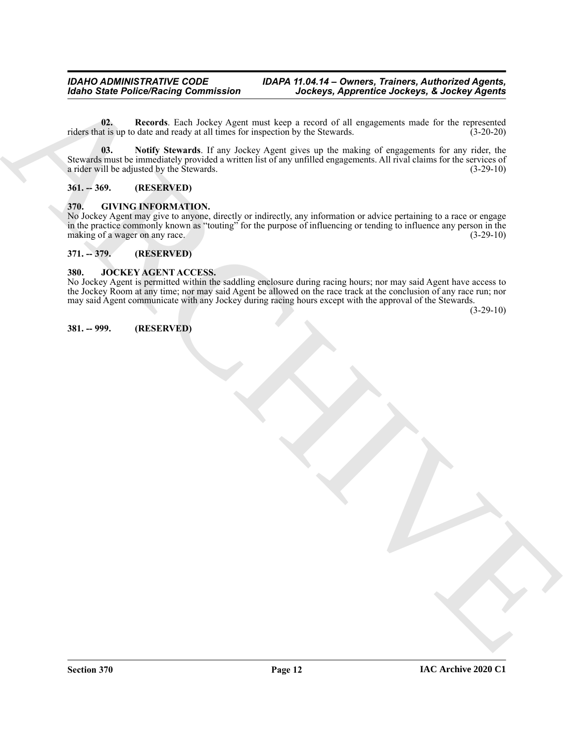**02. Records**. Each Jockey Agent must keep a record of all engagements made for the represented riders that is up to date and ready at all times for inspection by the Stewards. (3-20-20)

**03. Notify Stewards**. If any Jockey Agent gives up the making of engagements for any rider, the Stewards must be immediately provided a written list of any unfilled engagements. All rival claims for the services of a rider will be adjusted by the Stewards. (3-29-10)

### 361. -- 369. (RESERVED)

### 370. GIVING INFORMATION.

No Jockey Agent may give to anyone, directly or indirectly, any information or advice pertaining to a race or engage in the practice commonly known as "touting" for the purpose of influencing or tending to influence any person in the making of a wager on any race. (3-29-10)

### 371. -- 379. (RESERVED)

### 380. JOCKEY AGENT ACCESS.

No Jockey Agent is permitted within the saddling enclosure during racing hours; nor may said Agent have access to the Jockey Room at any time; nor may said Agent be allowed on the race track at the conclusion of any race run; nor may said Agent communicate with any Jockey during racing hours except with the approval of the Stewards. (3-29-10)

### 381. -- 999. (RESERVED)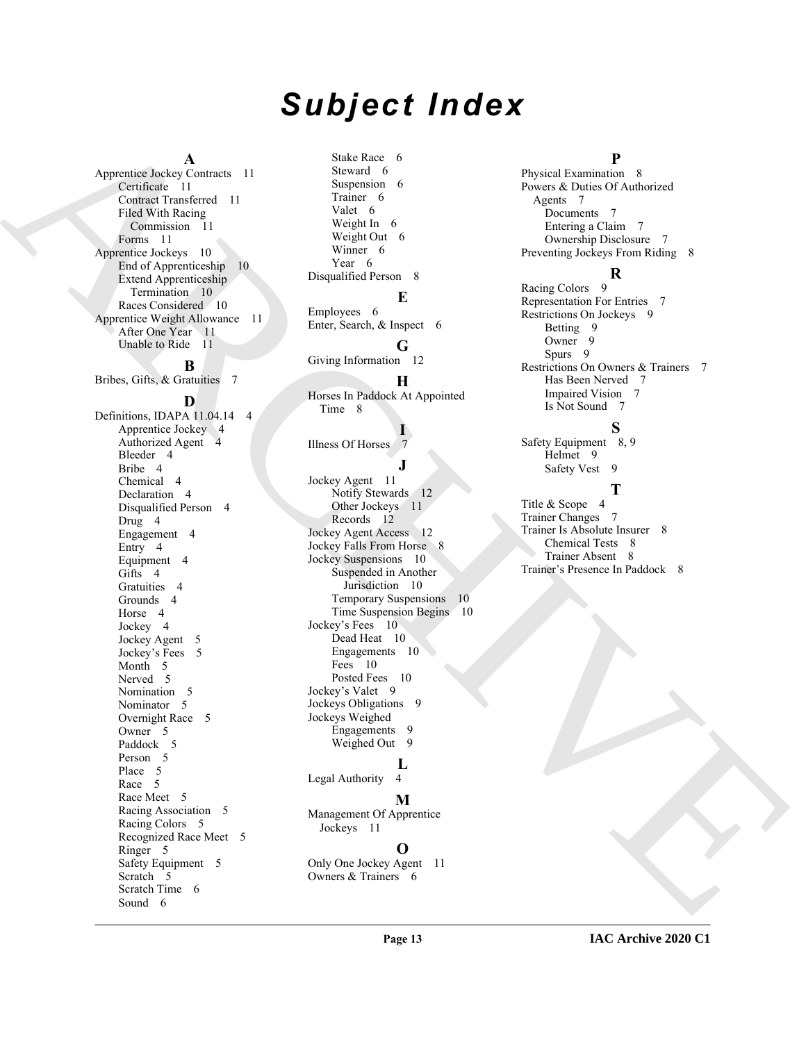# Subject Index

**A**

Apprentice Jockey Contracts 11
- Certificate 11
- Contract Transferred 11
- Filed With Racing Commission 11
- Forms 11

Apprentice Jockeys 10
- End of Apprenticeship 10
- Extend Apprenticeship Termination 10
- Races Considered 10

Apprentice Weight Allowance 11
- After One Year 11
- Unable to Ride 11

**B**

Bribes, Gifts, & Gratuities 7

**D**

Definitions, IDAPA 11.04.14 4
- Apprentice Jockey 4
- Authorized Agent 4
- Bleeder 4
- Bribe 4
- Chemical 4
- Declaration 4
- Disqualified Person 4
- Drug 4
- Engagement 4
- Entry 4
- Equipment 4
- Gifts 4
- Gratuities 4
- Grounds 4
- Horse 4
- Jockey 4
- Jockey Agent 5
- Jockey's Fees 5
- Month 5
- Nerved 5
- Nomination 5
- Nominator 5
- Overnight Race 5
- Owner 5
- Paddock 5
- Person 5
- Place 5
- Race 5
- Race Meet 5
- Racing Association 5
- Racing Colors 5
- Recognized Race Meet 5
- Ringer 5
- Safety Equipment 5
- Scratch 5
- Scratch Time 6
- Sound 6
- Stake Race 6
- Steward 6
- Suspension 6
- Trainer 6
- Valet 6
- Weight In 6
- Weight Out 6
- Winner 6
- Year 6

Disqualified Person 8

**E**

Employees 6

Enter, Search, & Inspect 6

**G**

Giving Information 12

**H**

Horses In Paddock At Appointed Time 8

**I**

Illness Of Horses 7

**J**

Jockey Agent 11
- Notify Stewards 12
- Other Jockeys 11
- Records 12

Jockey Agent Access 12

Jockey Falls From Horse 8

Jockey Suspensions 10
- Suspended in Another Jurisdiction 10
- Temporary Suspensions 10
- Time Suspension Begins 10

Jockey's Fees 10
- Dead Heat 10
- Engagements 10
- Fees 10
- Posted Fees 10

Jockey's Valet 9

Jockeys Obligations 9

Jockeys Weighed
- Engagements 9
- Weighed Out 9

**L**

Legal Authority 4

**M**

Management Of Apprentice Jockeys 11

**O**

Only One Jockey Agent 11

Owners & Trainers 6

**P**

Physical Examination 8

Powers & Duties Of Authorized Agents 7
- Documents 7
- Entering a Claim 7
- Ownership Disclosure 7

Preventing Jockeys From Riding 8

**R**

Racing Colors 9

Representation For Entries 7

Restrictions On Jockeys 9
- Betting 9
- Owner 9
- Spurs 9

Restrictions On Owners & Trainers 7
- Has Been Nerved 7
- Impaired Vision 7
- Is Not Sound 7

**S**

Safety Equipment 8, 9
- Helmet 9
- Safety Vest 9

**T**

Title & Scope 4

Trainer Changes 7

Trainer Is Absolute Insurer 8
- Chemical Tests 8
- Trainer Absent 8

Trainer's Presence In Paddock 8